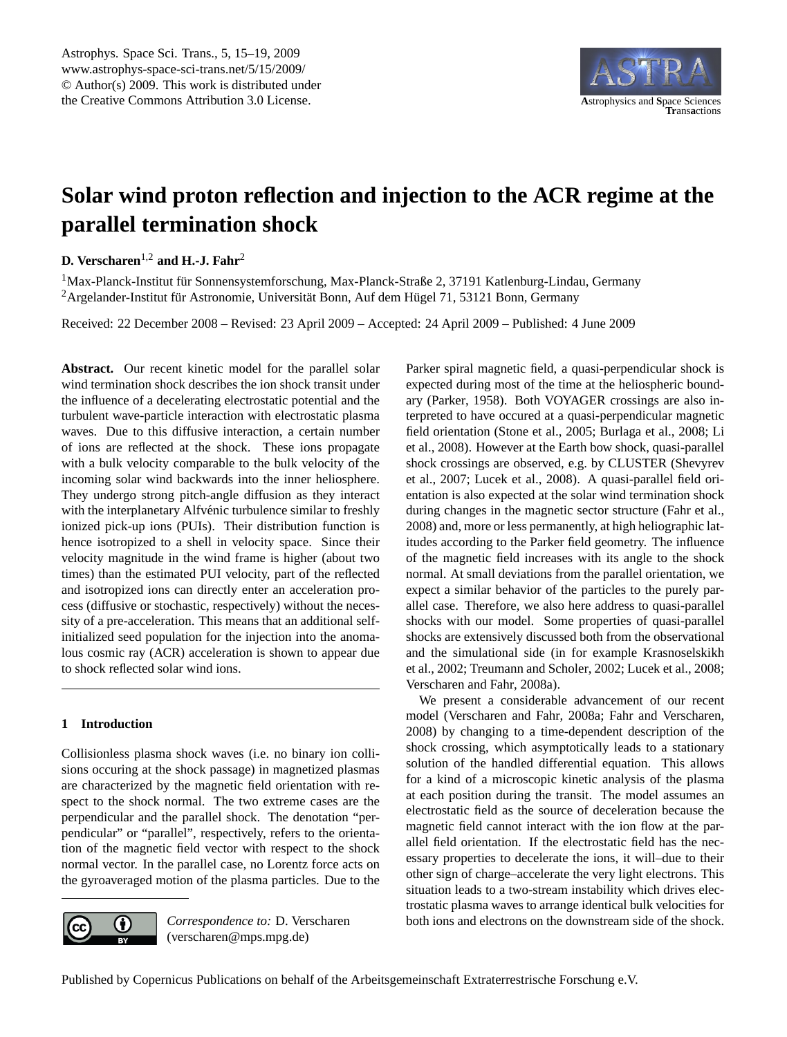# Solar wind proton reflection and injection to the ACR regime at the parallel termination shock

**D. Verscharen**[1,2] **and H.-J. Fahr**[2]

[1]Max-Planck-Institut für Sonnensystemforschung, Max-Planck-Straße 2, 37191 Katlenburg-Lindau, Germany
[2]Argelander-Institut für Astronomie, Universität Bonn, Auf dem Hügel 71, 53121 Bonn, Germany

Received: 22 December 2008 – Revised: 23 April 2009 – Accepted: 24 April 2009 – Published: 4 June 2009

**Abstract.** Our recent kinetic model for the parallel solar wind termination shock describes the ion shock transit under the influence of a decelerating electrostatic potential and the turbulent wave-particle interaction with electrostatic plasma waves. Due to this diffusive interaction, a certain number of ions are reflected at the shock. These ions propagate with a bulk velocity comparable to the bulk velocity of the incoming solar wind backwards into the inner heliosphere. They undergo strong pitch-angle diffusion as they interact with the interplanetary Alfvénic turbulence similar to freshly ionized pick-up ions (PUIs). Their distribution function is hence isotropized to a shell in velocity space. Since their velocity magnitude in the wind frame is higher (about two times) than the estimated PUI velocity, part of the reflected and isotropized ions can directly enter an acceleration process (diffusive or stochastic, respectively) without the necessity of a pre-acceleration. This means that an additional self-initialized seed population for the injection into the anomalous cosmic ray (ACR) acceleration is shown to appear due to shock reflected solar wind ions.

## 1 Introduction

Collisionless plasma shock waves (i.e. no binary ion collisions occuring at the shock passage) in magnetized plasmas are characterized by the magnetic field orientation with respect to the shock normal. The two extreme cases are the perpendicular and the parallel shock. The denotation "perpendicular" or "parallel", respectively, refers to the orientation of the magnetic field vector with respect to the shock normal vector. In the parallel case, no Lorentz force acts on the gyroaveraged motion of the plasma particles. Due to the Parker spiral magnetic field, a quasi-perpendicular shock is expected during most of the time at the heliospheric boundary (Parker, 1958). Both VOYAGER crossings are also interpreted to have occured at a quasi-perpendicular magnetic field orientation (Stone et al., 2005; Burlaga et al., 2008; Li et al., 2008). However at the Earth bow shock, quasi-parallel shock crossings are observed, e.g. by CLUSTER (Shevyrev et al., 2007; Lucek et al., 2008). A quasi-parallel field orientation is also expected at the solar wind termination shock during changes in the magnetic sector structure (Fahr et al., 2008) and, more or less permanently, at high heliographic latitudes according to the Parker field geometry. The influence of the magnetic field increases with its angle to the shock normal. At small deviations from the parallel orientation, we expect a similar behavior of the particles to the purely parallel case. Therefore, we also here address to quasi-parallel shocks with our model. Some properties of quasi-parallel shocks are extensively discussed both from the observational and the simulational side (in for example Krasnoselskikh et al., 2002; Treumann and Scholer, 2002; Lucek et al., 2008; Verscharen and Fahr, 2008a).

We present a considerable advancement of our recent model (Verscharen and Fahr, 2008a; Fahr and Verscharen, 2008) by changing to a time-dependent description of the shock crossing, which asymptotically leads to a stationary solution of the handled differential equation. This allows for a kind of a microscopic kinetic analysis of the plasma at each position during the transit. The model assumes an electrostatic field as the source of deceleration because the magnetic field cannot interact with the ion flow at the parallel field orientation. If the electrostatic field has the necessary properties to decelerate the ions, it will–due to their other sign of charge–accelerate the very light electrons. This situation leads to a two-stream instability which drives electrostatic plasma waves to arrange identical bulk velocities for both ions and electrons on the downstream side of the shock.

*Correspondence to:* D. Verscharen (verscharen@mps.mpg.de)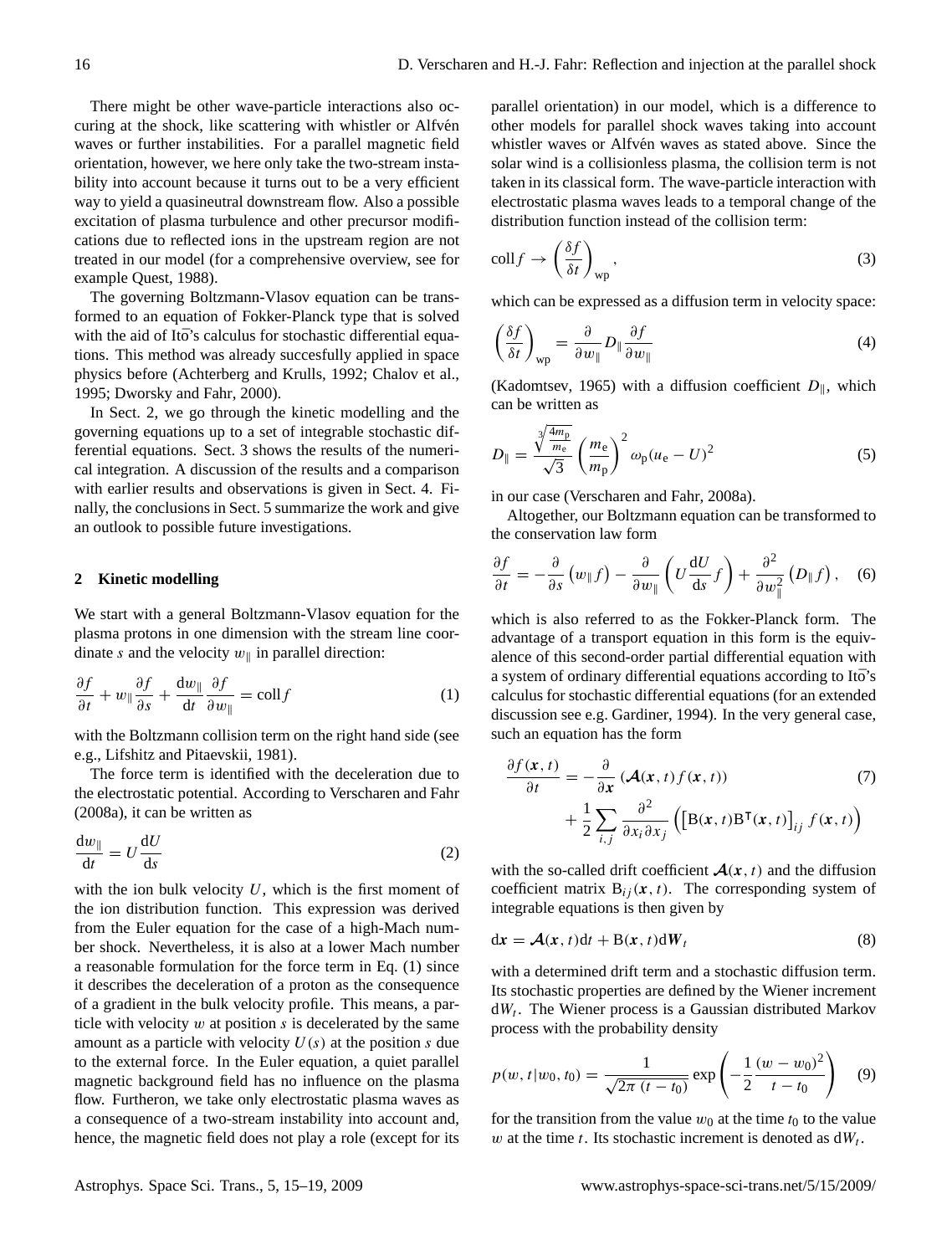There might be other wave-particle interactions also occuring at the shock, like scattering with whistler or Alfvén waves or further instabilities. For a parallel magnetic field orientation, however, we here only take the two-stream instability into account because it turns out to be a very efficient way to yield a quasineutral downstream flow. Also a possible excitation of plasma turbulence and other precursor modifications due to reflected ions in the upstream region are not treated in our model (for a comprehensive overview, see for example Quest, 1988).

The governing Boltzmann-Vlasov equation can be transformed to an equation of Fokker-Planck type that is solved with the aid of Itō's calculus for stochastic differential equations. This method was already succesfully applied in space physics before (Achterberg and Krulls, 1992; Chalov et al., 1995; Dworsky and Fahr, 2000).

In Sect. 2, we go through the kinetic modelling and the governing equations up to a set of integrable stochastic differential equations. Sect. 3 shows the results of the numerical integration. A discussion of the results and a comparison with earlier results and observations is given in Sect. 4. Finally, the conclusions in Sect. 5 summarize the work and give an outlook to possible future investigations.

## 2 Kinetic modelling

We start with a general Boltzmann-Vlasov equation for the plasma protons in one dimension with the stream line coordinate $s$ and the velocity $w_\parallel$ in parallel direction:

$$\frac{\partial f}{\partial t} + w_\parallel \frac{\partial f}{\partial s} + \frac{\mathrm{d}w_\parallel}{\mathrm{d}t}\frac{\partial f}{\partial w_\parallel} = \mathrm{coll}f \tag{1}$$

with the Boltzmann collision term on the right hand side (see e.g., Lifshitz and Pitaevskii, 1981).

The force term is identified with the deceleration due to the electrostatic potential. According to Verscharen and Fahr (2008a), it can be written as

$$\frac{\mathrm{d}w_\parallel}{\mathrm{d}t} = U\frac{\mathrm{d}U}{\mathrm{d}s} \tag{2}$$

with the ion bulk velocity $U$, which is the first moment of the ion distribution function. This expression was derived from the Euler equation for the case of a high-Mach number shock. Nevertheless, it is also at a lower Mach number a reasonable formulation for the force term in Eq. (1) since it describes the deceleration of a proton as the consequence of a gradient in the bulk velocity profile. This means, a particle with velocity $w$ at position $s$ is decelerated by the same amount as a particle with velocity $U(s)$ at the position $s$ due to the external force. In the Euler equation, a quiet parallel magnetic background field has no influence on the plasma flow. Furtheron, we take only electrostatic plasma waves as a consequence of a two-stream instability into account and, hence, the magnetic field does not play a role (except for its parallel orientation) in our model, which is a difference to other models for parallel shock waves taking into account whistler waves or Alfvén waves as stated above. Since the solar wind is a collisionless plasma, the collision term is not taken in its classical form. The wave-particle interaction with electrostatic plasma waves leads to a temporal change of the distribution function instead of the collision term:

$$\mathrm{coll}f \rightarrow \left(\frac{\delta f}{\delta t}\right)_{\mathrm{wp}}, \tag{3}$$

which can be expressed as a diffusion term in velocity space:

$$\left(\frac{\delta f}{\delta t}\right)_{\mathrm{wp}} = \frac{\partial}{\partial w_\parallel} D_\parallel \frac{\partial f}{\partial w_\parallel} \tag{4}$$

(Kadomtsev, 1965) with a diffusion coefficient $D_\parallel$, which can be written as

$$D_\parallel = \frac{\sqrt[3]{\frac{4m_\mathrm{p}}{m_\mathrm{e}}}}{\sqrt{3}}\left(\frac{m_\mathrm{e}}{m_\mathrm{p}}\right)^2 \omega_\mathrm{p}(u_\mathrm{e} - U)^2 \tag{5}$$

in our case (Verscharen and Fahr, 2008a).

Altogether, our Boltzmann equation can be transformed to the conservation law form

$$\frac{\partial f}{\partial t} = -\frac{\partial}{\partial s}\left(w_\parallel f\right) - \frac{\partial}{\partial w_\parallel}\left(U\frac{\mathrm{d}U}{\mathrm{d}s}f\right) + \frac{\partial^2}{\partial w_\parallel^2}\left(D_\parallel f\right), \tag{6}$$

which is also referred to as the Fokker-Planck form. The advantage of a transport equation in this form is the equivalence of this second-order partial differential equation with a system of ordinary differential equations according to Itō's calculus for stochastic differential equations (for an extended discussion see e.g. Gardiner, 1994). In the very general case, such an equation has the form

$$\begin{aligned}\frac{\partial f(\boldsymbol{x},t)}{\partial t} &= -\frac{\partial}{\partial \boldsymbol{x}}\left(\boldsymbol{\mathcal{A}}(\boldsymbol{x},t) f(\boldsymbol{x},t)\right) \\ &\quad + \frac{1}{2}\sum_{i,j}\frac{\partial^2}{\partial x_i \partial x_j}\left(\left[\mathrm{B}(\boldsymbol{x},t)\mathrm{B}^\mathsf{T}(\boldsymbol{x},t)\right]_{ij} f(\boldsymbol{x},t)\right)\end{aligned} \tag{7}$$

with the so-called drift coefficient $\boldsymbol{\mathcal{A}}(\boldsymbol{x},t)$ and the diffusion coefficient matrix $\mathrm{B}_{ij}(\boldsymbol{x},t)$. The corresponding system of integrable equations is then given by

$$\mathrm{d}\boldsymbol{x} = \boldsymbol{\mathcal{A}}(\boldsymbol{x},t)\mathrm{d}t + \mathrm{B}(\boldsymbol{x},t)\mathrm{d}\boldsymbol{W}_t \tag{8}$$

with a determined drift term and a stochastic diffusion term. Its stochastic properties are defined by the Wiener increment $\mathrm{d}W_t$. The Wiener process is a Gaussian distributed Markov process with the probability density

$$p(w,t|w_0,t_0) = \frac{1}{\sqrt{2\pi\,(t-t_0)}}\exp\left(-\frac{1}{2}\frac{(w-w_0)^2}{t-t_0}\right) \tag{9}$$

for the transition from the value $w_0$ at the time $t_0$ to the value $w$ at the time $t$. Its stochastic increment is denoted as $\mathrm{d}W_t$.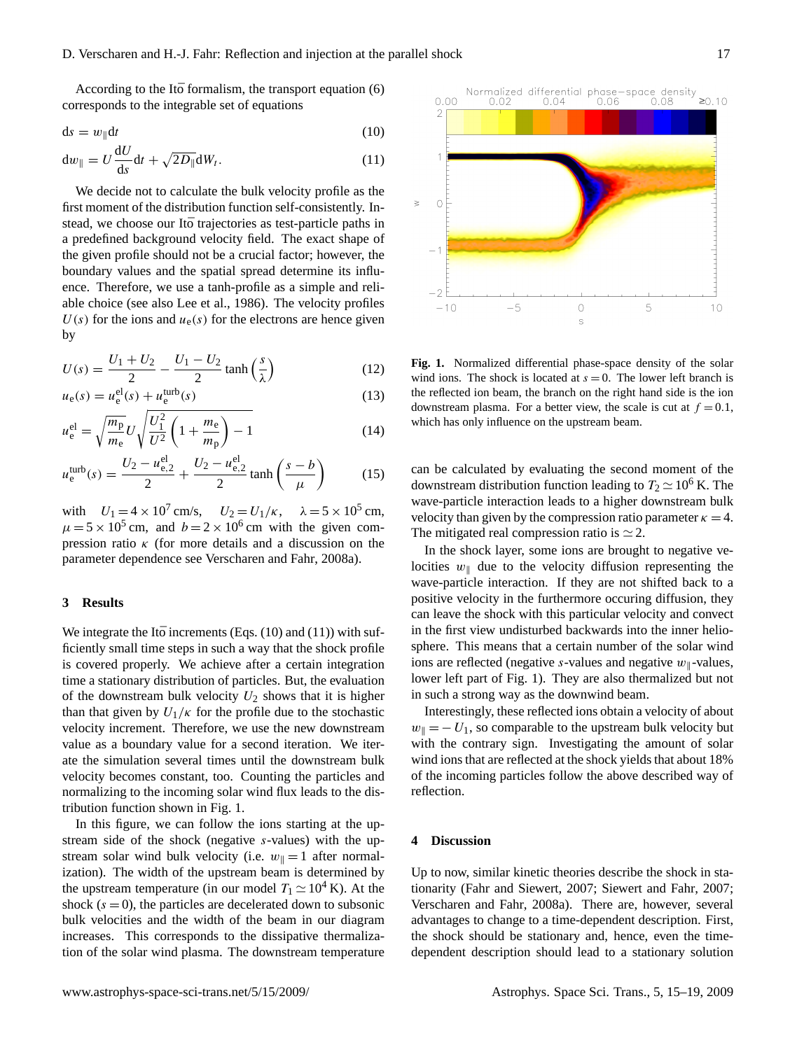According to the Itō formalism, the transport equation (6) corresponds to the integrable set of equations

$$ds = w_{\parallel} dt \tag{10}$$

$$dw_{\parallel} = U \frac{dU}{ds} dt + \sqrt{2D_{\parallel}} dW_t . \tag{11}$$

We decide not to calculate the bulk velocity profile as the first moment of the distribution function self-consistently. Instead, we choose our Itō trajectories as test-particle paths in a predefined background velocity field. The exact shape of the given profile should not be a crucial factor; however, the boundary values and the spatial spread determine its influence. Therefore, we use a tanh-profile as a simple and reliable choice (see also Lee et al., 1986). The velocity profiles $U(s)$ for the ions and $u_e(s)$ for the electrons are hence given by

$$U(s) = \frac{U_1 + U_2}{2} - \frac{U_1 - U_2}{2} \tanh\left(\frac{s}{\lambda}\right) \tag{12}$$

$$u_e(s) = u_e^{el}(s) + u_e^{turb}(s) \tag{13}$$

$$u_e^{el} = \sqrt{\frac{m_p}{m_e}} U \sqrt{\frac{U_1^2}{U^2}\left(1 + \frac{m_e}{m_p}\right) - 1} \tag{14}$$

$$u_e^{turb}(s) = \frac{U_2 - u_{e,2}^{el}}{2} + \frac{U_2 - u_{e,2}^{el}}{2} \tanh\left(\frac{s - b}{\mu}\right) \tag{15}$$

with $U_1 = 4 \times 10^7$ cm/s, $U_2 = U_1/\kappa$, $\lambda = 5 \times 10^5$ cm, $\mu = 5 \times 10^5$ cm, and $b = 2 \times 10^6$ cm with the given compression ratio $\kappa$ (for more details and a discussion on the parameter dependence see Verscharen and Fahr, 2008a).

## 3 Results

We integrate the Itō increments (Eqs. (10) and (11)) with sufficiently small time steps in such a way that the shock profile is covered properly. We achieve after a certain integration time a stationary distribution of particles. But, the evaluation of the downstream bulk velocity $U_2$ shows that it is higher than that given by $U_1/\kappa$ for the profile due to the stochastic velocity increment. Therefore, we use the new downstream value as a boundary value for a second iteration. We iterate the simulation several times until the downstream bulk velocity becomes constant, too. Counting the particles and normalizing to the incoming solar wind flux leads to the distribution function shown in Fig. 1.

In this figure, we can follow the ions starting at the upstream side of the shock (negative $s$-values) with the upstream solar wind bulk velocity (i.e. $w_{\parallel} = 1$ after normalization). The width of the upstream beam is determined by the upstream temperature (in our model $T_1 \simeq 10^4$ K). At the shock ($s = 0$), the particles are decelerated down to subsonic bulk velocities and the width of the beam in our diagram increases. This corresponds to the dissipative thermalization of the solar wind plasma. The downstream temperature can be calculated by evaluating the second moment of the downstream distribution function leading to $T_2 \simeq 10^6$ K. The wave-particle interaction leads to a higher downstream bulk velocity than given by the compression ratio parameter $\kappa = 4$. The mitigated real compression ratio is $\simeq 2$.

**Fig. 1.** Normalized differential phase-space density of the solar wind ions. The shock is located at $s = 0$. The lower left branch is the reflected ion beam, the branch on the right hand side is the ion downstream plasma. For a better view, the scale is cut at $f = 0.1$, which has only influence on the upstream beam.

In the shock layer, some ions are brought to negative velocities $w_{\parallel}$ due to the velocity diffusion representing the wave-particle interaction. If they are not shifted back to a positive velocity in the furthermore occuring diffusion, they can leave the shock with this particular velocity and convect in the first view undisturbed backwards into the inner heliosphere. This means that a certain number of the solar wind ions are reflected (negative $s$-values and negative $w_{\parallel}$-values, lower left part of Fig. 1). They are also thermalized but not in such a strong way as the downwind beam.

Interestingly, these reflected ions obtain a velocity of about $w_{\parallel} = -U_1$, so comparable to the upstream bulk velocity but with the contrary sign. Investigating the amount of solar wind ions that are reflected at the shock yields that about 18% of the incoming particles follow the above described way of reflection.

## 4 Discussion

Up to now, similar kinetic theories describe the shock in stationarity (Fahr and Siewert, 2007; Siewert and Fahr, 2007; Verscharen and Fahr, 2008a). There are, however, several advantages to change to a time-dependent description. First, the shock should be stationary and, hence, even the time-dependent description should lead to a stationary solution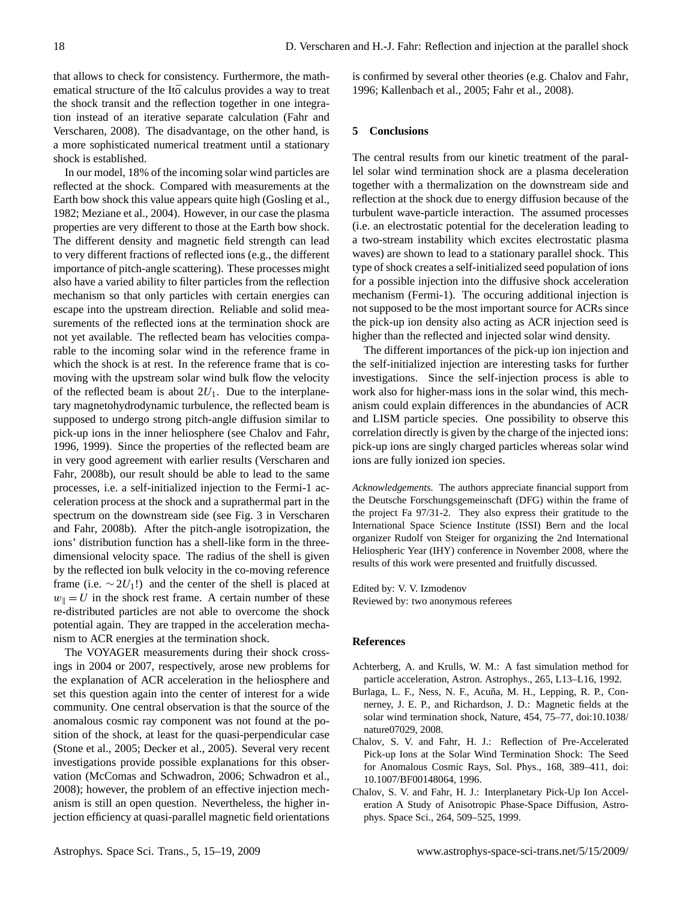that allows to check for consistency. Furthermore, the mathematical structure of the Itō calculus provides a way to treat the shock transit and the reflection together in one integration instead of an iterative separate calculation (Fahr and Verscharen, 2008). The disadvantage, on the other hand, is a more sophisticated numerical treatment until a stationary shock is established.

In our model, 18% of the incoming solar wind particles are reflected at the shock. Compared with measurements at the Earth bow shock this value appears quite high (Gosling et al., 1982; Meziane et al., 2004). However, in our case the plasma properties are very different to those at the Earth bow shock. The different density and magnetic field strength can lead to very different fractions of reflected ions (e.g., the different importance of pitch-angle scattering). These processes might also have a varied ability to filter particles from the reflection mechanism so that only particles with certain energies can escape into the upstream direction. Reliable and solid measurements of the reflected ions at the termination shock are not yet available. The reflected beam has velocities comparable to the incoming solar wind in the reference frame in which the shock is at rest. In the reference frame that is co-moving with the upstream solar wind bulk flow the velocity of the reflected beam is about $2U_1$. Due to the interplanetary magnetohydrodynamic turbulence, the reflected beam is supposed to undergo strong pitch-angle diffusion similar to pick-up ions in the inner heliosphere (see Chalov and Fahr, 1996, 1999). Since the properties of the reflected beam are in very good agreement with earlier results (Verscharen and Fahr, 2008b), our result should be able to lead to the same processes, i.e. a self-initialized injection to the Fermi-1 acceleration process at the shock and a suprathermal part in the spectrum on the downstream side (see Fig. 3 in Verscharen and Fahr, 2008b). After the pitch-angle isotropization, the ions' distribution function has a shell-like form in the three-dimensional velocity space. The radius of the shell is given by the reflected ion bulk velocity in the co-moving reference frame (i.e. $\sim 2U_1$!) and the center of the shell is placed at $w_{\parallel} = U$ in the shock rest frame. A certain number of these re-distributed particles are not able to overcome the shock potential again. They are trapped in the acceleration mechanism to ACR energies at the termination shock.

The VOYAGER measurements during their shock crossings in 2004 or 2007, respectively, arose new problems for the explanation of ACR acceleration in the heliosphere and set this question again into the center of interest for a wide community. One central observation is that the source of the anomalous cosmic ray component was not found at the position of the shock, at least for the quasi-perpendicular case (Stone et al., 2005; Decker et al., 2005). Several very recent investigations provide possible explanations for this observation (McComas and Schwadron, 2006; Schwadron et al., 2008); however, the problem of an effective injection mechanism is still an open question. Nevertheless, the higher injection efficiency at quasi-parallel magnetic field orientations is confirmed by several other theories (e.g. Chalov and Fahr, 1996; Kallenbach et al., 2005; Fahr et al., 2008).

## 5 Conclusions

The central results from our kinetic treatment of the parallel solar wind termination shock are a plasma deceleration together with a thermalization on the downstream side and reflection at the shock due to energy diffusion because of the turbulent wave-particle interaction. The assumed processes (i.e. an electrostatic potential for the deceleration leading to a two-stream instability which excites electrostatic plasma waves) are shown to lead to a stationary parallel shock. This type of shock creates a self-initialized seed population of ions for a possible injection into the diffusive shock acceleration mechanism (Fermi-1). The occuring additional injection is not supposed to be the most important source for ACRs since the pick-up ion density also acting as ACR injection seed is higher than the reflected and injected solar wind density.

The different importances of the pick-up ion injection and the self-initialized injection are interesting tasks for further investigations. Since the self-injection process is able to work also for higher-mass ions in the solar wind, this mechanism could explain differences in the abundancies of ACR and LISM particle species. One possibility to observe this correlation directly is given by the charge of the injected ions: pick-up ions are singly charged particles whereas solar wind ions are fully ionized ion species.

*Acknowledgements.* The authors appreciate financial support from the Deutsche Forschungsgemeinschaft (DFG) within the frame of the project Fa 97/31-2. They also express their gratitude to the International Space Science Institute (ISSI) Bern and the local organizer Rudolf von Steiger for organizing the 2nd International Heliospheric Year (IHY) conference in November 2008, where the results of this work were presented and fruitfully discussed.

Edited by: V. V. Izmodenov
Reviewed by: two anonymous referees

## References

Achterberg, A. and Krulls, W. M.: A fast simulation method for particle acceleration, Astron. Astrophys., 265, L13–L16, 1992.

Burlaga, L. F., Ness, N. F., Acuña, M. H., Lepping, R. P., Connerney, J. E. P., and Richardson, J. D.: Magnetic fields at the solar wind termination shock, Nature, 454, 75–77, doi:10.1038/nature07029, 2008.

Chalov, S. V. and Fahr, H. J.: Reflection of Pre-Accelerated Pick-up Ions at the Solar Wind Termination Shock: The Seed for Anomalous Cosmic Rays, Sol. Phys., 168, 389–411, doi:10.1007/BF00148064, 1996.

Chalov, S. V. and Fahr, H. J.: Interplanetary Pick-Up Ion Acceleration A Study of Anisotropic Phase-Space Diffusion, Astrophys. Space Sci., 264, 509–525, 1999.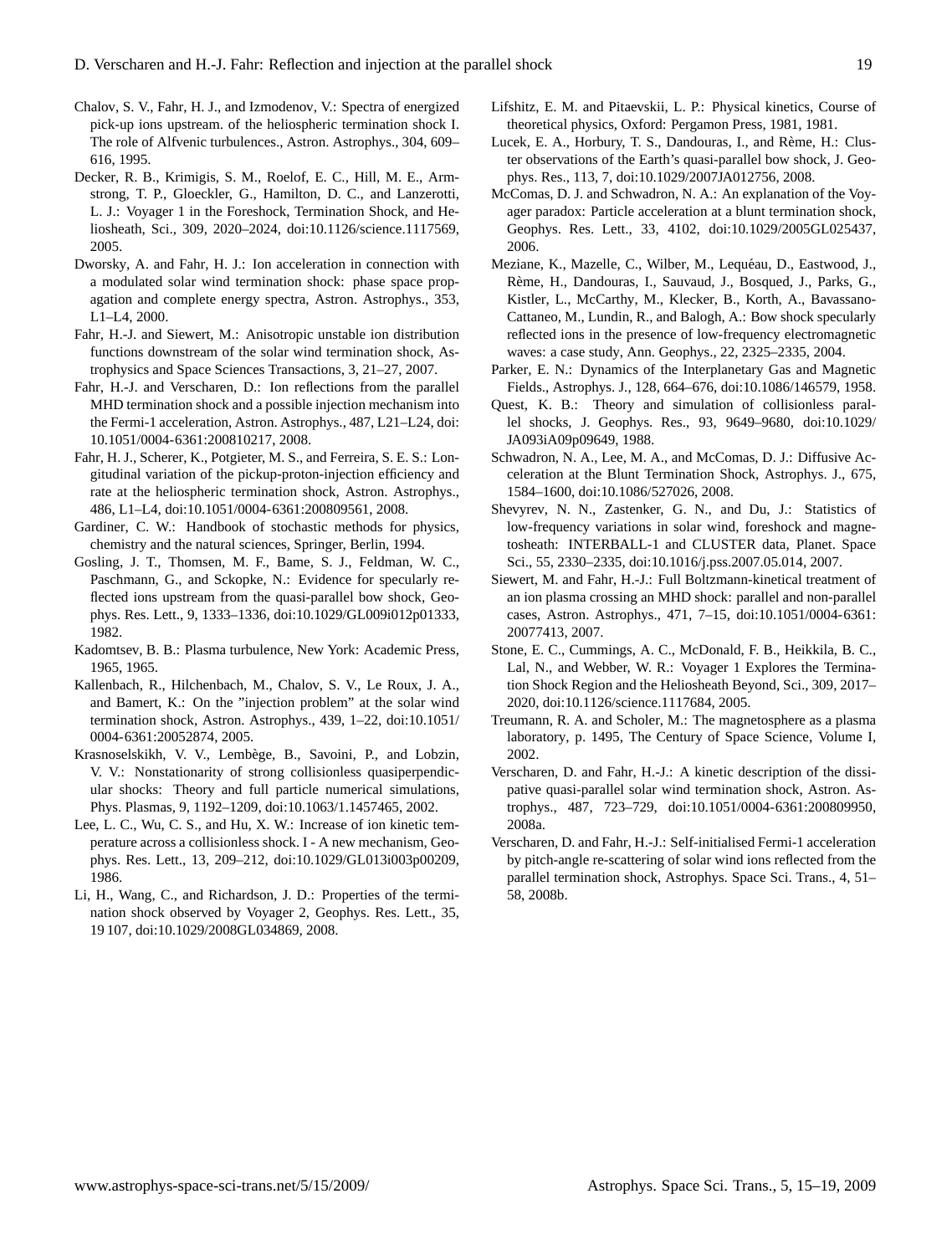Chalov, S. V., Fahr, H. J., and Izmodenov, V.: Spectra of energized pick-up ions upstream. of the heliospheric termination shock I. The role of Alfvenic turbulences., Astron. Astrophys., 304, 609–616, 1995.

Decker, R. B., Krimigis, S. M., Roelof, E. C., Hill, M. E., Armstrong, T. P., Gloeckler, G., Hamilton, D. C., and Lanzerotti, L. J.: Voyager 1 in the Foreshock, Termination Shock, and Heliosheath, Sci., 309, 2020–2024, doi:10.1126/science.1117569, 2005.

Dworsky, A. and Fahr, H. J.: Ion acceleration in connection with a modulated solar wind termination shock: phase space propagation and complete energy spectra, Astron. Astrophys., 353, L1–L4, 2000.

Fahr, H.-J. and Siewert, M.: Anisotropic unstable ion distribution functions downstream of the solar wind termination shock, Astrophysics and Space Sciences Transactions, 3, 21–27, 2007.

Fahr, H.-J. and Verscharen, D.: Ion reflections from the parallel MHD termination shock and a possible injection mechanism into the Fermi-1 acceleration, Astron. Astrophys., 487, L21–L24, doi:10.1051/0004-6361:200810217, 2008.

Fahr, H. J., Scherer, K., Potgieter, M. S., and Ferreira, S. E. S.: Longitudinal variation of the pickup-proton-injection efficiency and rate at the heliospheric termination shock, Astron. Astrophys., 486, L1–L4, doi:10.1051/0004-6361:200809561, 2008.

Gardiner, C. W.: Handbook of stochastic methods for physics, chemistry and the natural sciences, Springer, Berlin, 1994.

Gosling, J. T., Thomsen, M. F., Bame, S. J., Feldman, W. C., Paschmann, G., and Sckopke, N.: Evidence for specularly reflected ions upstream from the quasi-parallel bow shock, Geophys. Res. Lett., 9, 1333–1336, doi:10.1029/GL009i012p01333, 1982.

Kadomtsev, B. B.: Plasma turbulence, New York: Academic Press, 1965, 1965.

Kallenbach, R., Hilchenbach, M., Chalov, S. V., Le Roux, J. A., and Bamert, K.: On the "injection problem" at the solar wind termination shock, Astron. Astrophys., 439, 1–22, doi:10.1051/0004-6361:20052874, 2005.

Krasnoselskikh, V. V., Lembège, B., Savoini, P., and Lobzin, V. V.: Nonstationarity of strong collisionless quasiperpendicular shocks: Theory and full particle numerical simulations, Phys. Plasmas, 9, 1192–1209, doi:10.1063/1.1457465, 2002.

Lee, L. C., Wu, C. S., and Hu, X. W.: Increase of ion kinetic temperature across a collisionless shock. I - A new mechanism, Geophys. Res. Lett., 13, 209–212, doi:10.1029/GL013i003p00209, 1986.

Li, H., Wang, C., and Richardson, J. D.: Properties of the termination shock observed by Voyager 2, Geophys. Res. Lett., 35, 19 107, doi:10.1029/2008GL034869, 2008.

Lifshitz, E. M. and Pitaevskii, L. P.: Physical kinetics, Course of theoretical physics, Oxford: Pergamon Press, 1981, 1981.

Lucek, E. A., Horbury, T. S., Dandouras, I., and Rème, H.: Cluster observations of the Earth's quasi-parallel bow shock, J. Geophys. Res., 113, 7, doi:10.1029/2007JA012756, 2008.

McComas, D. J. and Schwadron, N. A.: An explanation of the Voyager paradox: Particle acceleration at a blunt termination shock, Geophys. Res. Lett., 33, 4102, doi:10.1029/2005GL025437, 2006.

Meziane, K., Mazelle, C., Wilber, M., Lequéau, D., Eastwood, J., Rème, H., Dandouras, I., Sauvaud, J., Bosqued, J., Parks, G., Kistler, L., McCarthy, M., Klecker, B., Korth, A., Bavassano-Cattaneo, M., Lundin, R., and Balogh, A.: Bow shock specularly reflected ions in the presence of low-frequency electromagnetic waves: a case study, Ann. Geophys., 22, 2325–2335, 2004.

Parker, E. N.: Dynamics of the Interplanetary Gas and Magnetic Fields., Astrophys. J., 128, 664–676, doi:10.1086/146579, 1958.

Quest, K. B.: Theory and simulation of collisionless parallel shocks, J. Geophys. Res., 93, 9649–9680, doi:10.1029/JA093iA09p09649, 1988.

Schwadron, N. A., Lee, M. A., and McComas, D. J.: Diffusive Acceleration at the Blunt Termination Shock, Astrophys. J., 675, 1584–1600, doi:10.1086/527026, 2008.

Shevyrev, N. N., Zastenker, G. N., and Du, J.: Statistics of low-frequency variations in solar wind, foreshock and magnetosheath: INTERBALL-1 and CLUSTER data, Planet. Space Sci., 55, 2330–2335, doi:10.1016/j.pss.2007.05.014, 2007.

Siewert, M. and Fahr, H.-J.: Full Boltzmann-kinetical treatment of an ion plasma crossing an MHD shock: parallel and non-parallel cases, Astron. Astrophys., 471, 7–15, doi:10.1051/0004-6361:20077413, 2007.

Stone, E. C., Cummings, A. C., McDonald, F. B., Heikkila, B. C., Lal, N., and Webber, W. R.: Voyager 1 Explores the Termination Shock Region and the Heliosheath Beyond, Sci., 309, 2017–2020, doi:10.1126/science.1117684, 2005.

Treumann, R. A. and Scholer, M.: The magnetosphere as a plasma laboratory, p. 1495, The Century of Space Science, Volume I, 2002.

Verscharen, D. and Fahr, H.-J.: A kinetic description of the dissipative quasi-parallel solar wind termination shock, Astron. Astrophys., 487, 723–729, doi:10.1051/0004-6361:200809950, 2008a.

Verscharen, D. and Fahr, H.-J.: Self-initialised Fermi-1 acceleration by pitch-angle re-scattering of solar wind ions reflected from the parallel termination shock, Astrophys. Space Sci. Trans., 4, 51–58, 2008b.